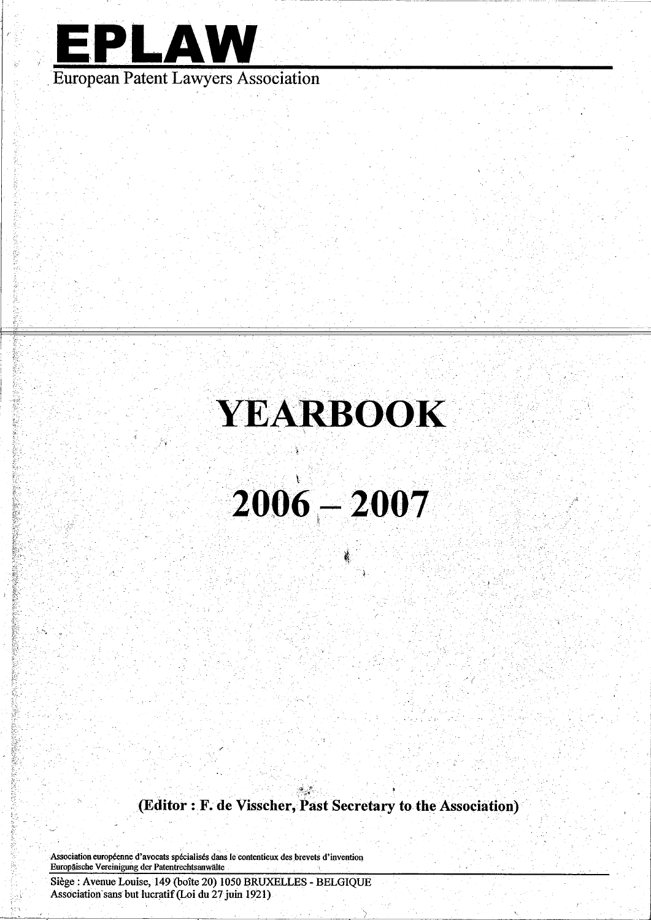# EPLAW

European Patent Lawyers Association

# YEARBOOK

# 2006 – 2007

**(Editor : F. de Visscher, Past Secretary to the Association)**

Association européenne d'avocats spécialisés dans le contentieux des brevets d'invention
Europäische Vereinigung der Patentrechtsanwälte

Siège : Avenue Louise, 149 (boîte 20) 1050 BRUXELLES - BELGIQUE
Association sans but lucratif (Loi du 27 juin 1921)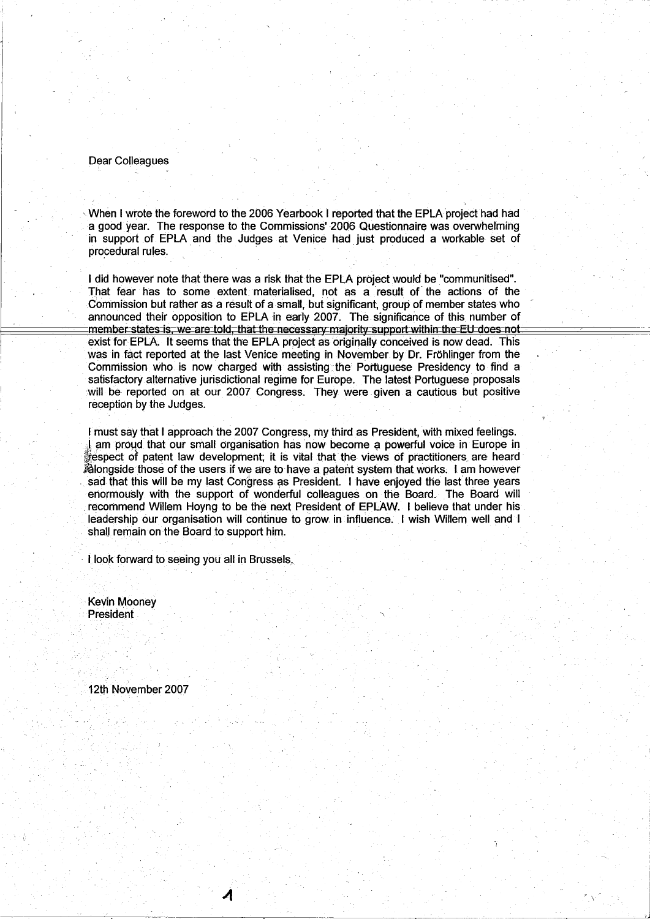Dear Colleagues

When I wrote the foreword to the 2006 Yearbook I reported that the EPLA project had had a good year. The response to the Commissions' 2006 Questionnaire was overwhelming in support of EPLA and the Judges at Venice had just produced a workable set of procedural rules.

I did however note that there was a risk that the EPLA project would be "communitised". That fear has to some extent materialised, not as a result of the actions of the Commission but rather as a result of a small, but significant, group of member states who announced their opposition to EPLA in early 2007. The significance of this number of member states is, we are told, that the necessary majority support within the EU does not exist for EPLA. It seems that the EPLA project as originally conceived is now dead. This was in fact reported at the last Venice meeting in November by Dr. Fröhlinger from the Commission who is now charged with assisting the Portuguese Presidency to find a satisfactory alternative jurisdictional régime for Europe. The latest Portuguese proposals will be reported on at our 2007 Congress. They were given a cautious but positive reception by the Judges.

I must say that I approach the 2007 Congress, my third as President, with mixed feelings. I am proud that our small organisation has now become a powerful voice in Europe in respect of patent law development; it is vital that the views of practitioners are heard alongside those of the users if we are to have a patent system that works. I am however sad that this will be my last Congress as President. I have enjoyed the last three years enormously with the support of wonderful colleagues on the Board. The Board will recommend Willem Hoyng to be the next President of EPLAW. I believe that under his leadership our organisation will continue to grow in influence. I wish Willem well and I shall remain on the Board to support him.

I look forward to seeing you all in Brussels.

Kevin Mooney
President

12th November 2007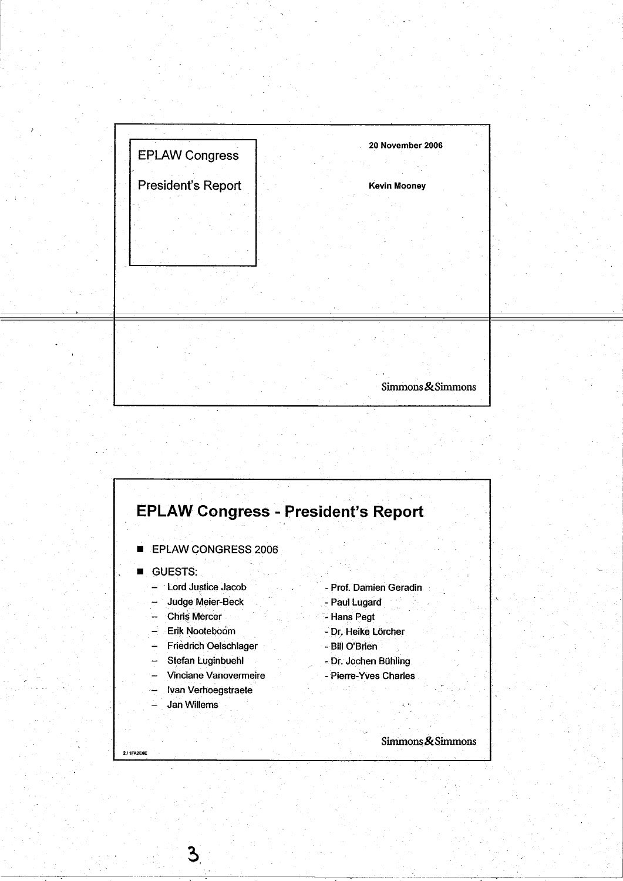EPLAW Congress

President's Report

**20 November 2006**

**Kevin Mooney**

Simmons & Simmons

## EPLAW Congress - President's Report

- EPLAW CONGRESS 2006
- GUESTS:
  - Lord Justice Jacob
  - Judge Meier-Beck
  - Chris Mercer
  - Erik Nooteboom
  - Friedrich Oelschlager
  - Stefan Luginbuehl
  - Vinciane Vanovermeire
  - Ivan Verhoegstraete
  - Jan Willems
  - Prof. Damien Geradin
  - Paul Lugard
  - Hans Pegt
  - Dr. Heike Lörcher
  - Bill O'Brien
  - Dr. Jochen Bühling
  - Pierre-Yves Charles

2 / 1FA2E6E

Simmons & Simmons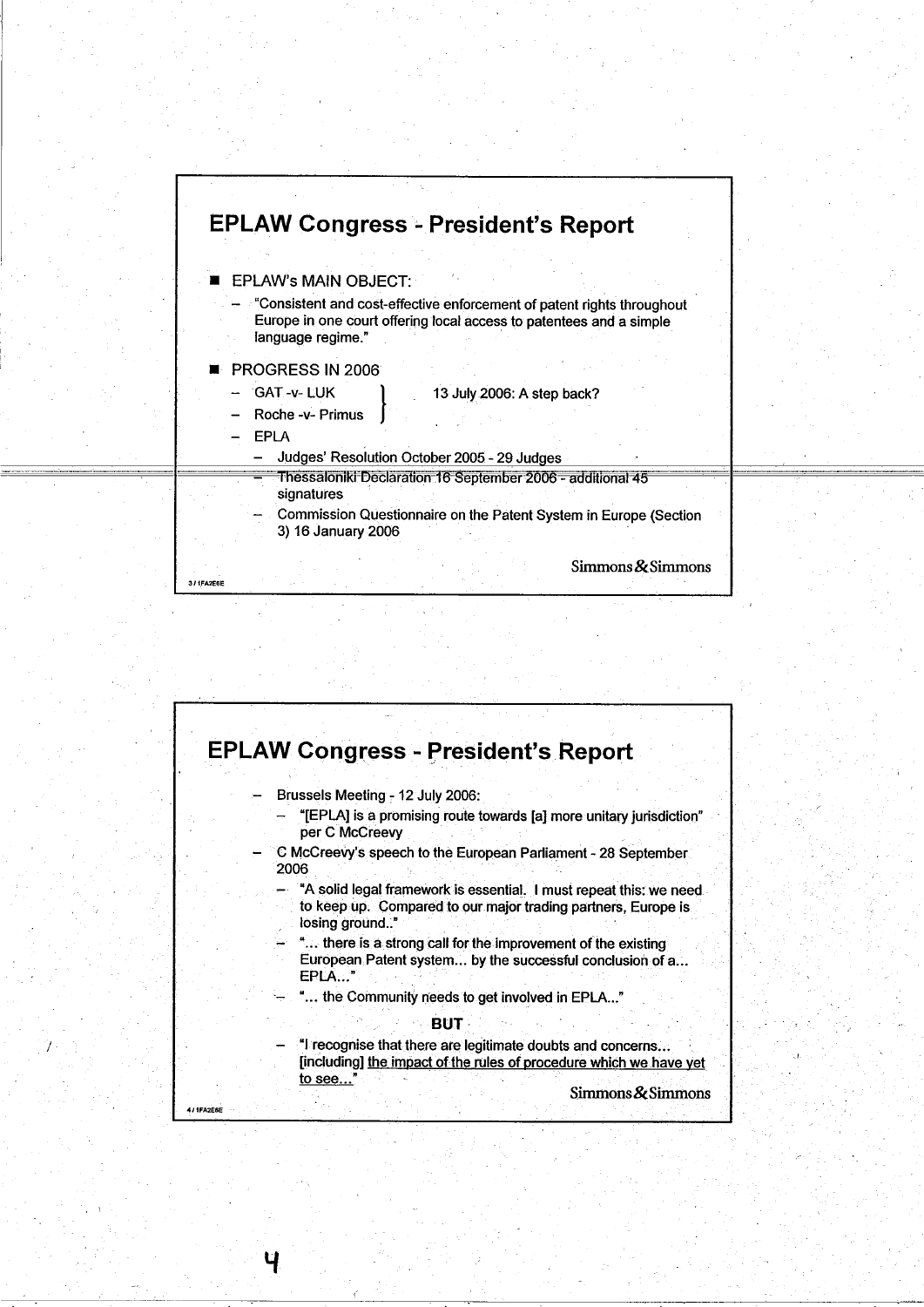# EPLAW Congress - President's Report

- EPLAW's MAIN OBJECT:
  - "Consistent and cost-effective enforcement of patent rights throughout Europe in one court offering local access to patentees and a simple language regime."
- PROGRESS IN 2006
  - GAT -v- LUK
  - Roche -v- Primus } 13 July 2006: A step back?
  - EPLA
    - Judges' Resolution October 2005 - 29 Judges
    - Thessaloniki Declaration 16 September 2006 - additional 45 signatures
    - Commission Questionnaire on the Patent System in Europe (Section 3) 16 January 2006

Simmons & Simmons

# EPLAW Congress - President's Report

- Brussels Meeting - 12 July 2006:
  - "[EPLA] is a promising route towards [a] more unitary jurisdiction" per C McCreevy
- C McCreevy's speech to the European Parliament - 28 September 2006
  - "A solid legal framework is essential. I must repeat this: we need to keep up. Compared to our major trading partners, Europe is losing ground."
  - "... there is a strong call for the improvement of the existing European Patent system... by the successful conclusion of a... EPLA..."
  - "... the Community needs to get involved in EPLA..."

**BUT**

  - "I recognise that there are legitimate doubts and concerns... [including] <u>the impact of the rules of procedure which we have yet to see...</u>"

Simmons & Simmons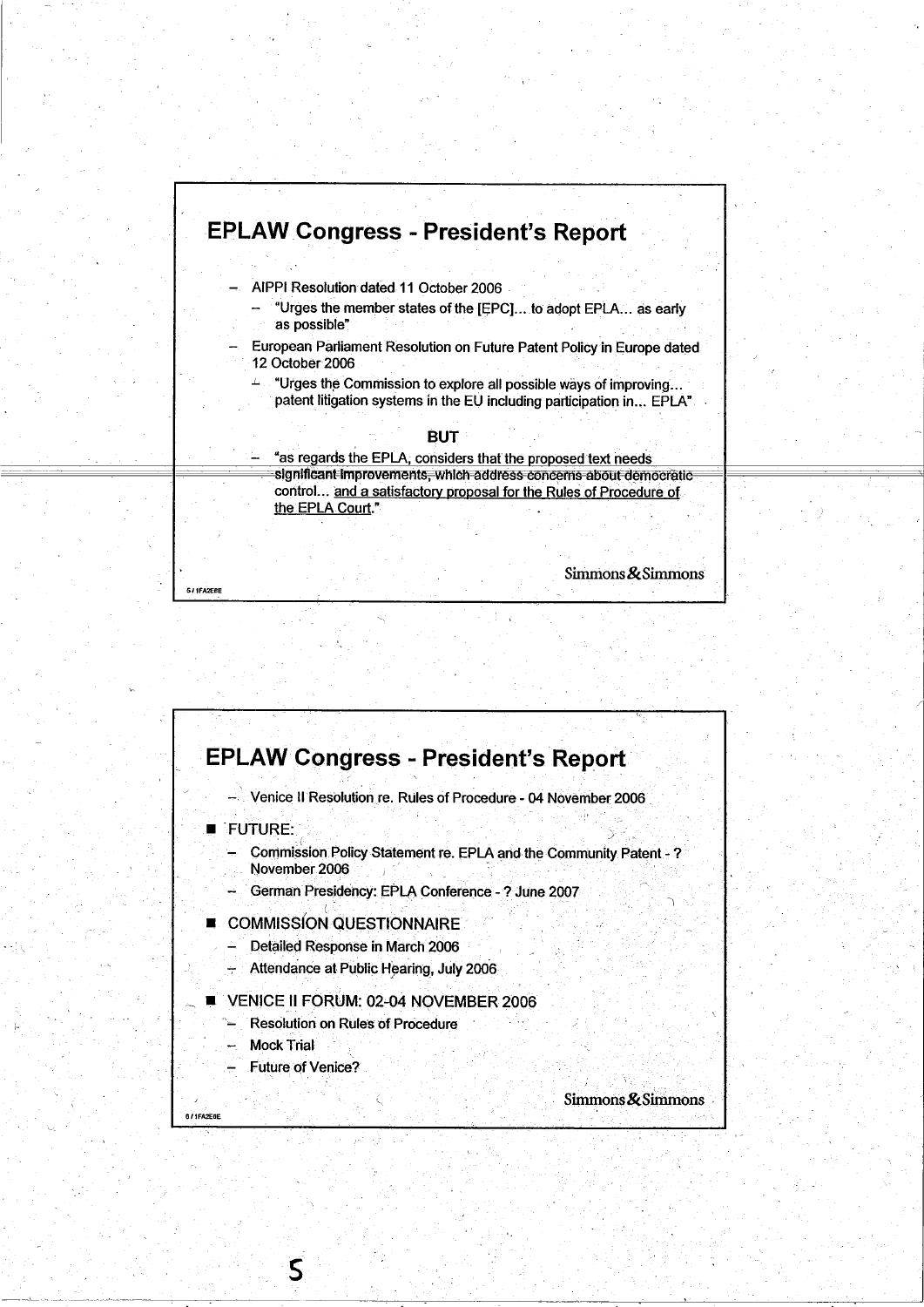## EPLAW Congress - President's Report

- AIPPI Resolution dated 11 October 2006
  - "Urges the member states of the [EPC]... to adopt EPLA... as early as possible"
- European Parliament Resolution on Future Patent Policy in Europe dated 12 October 2006
  - "Urges the Commission to explore all possible ways of improving... patent litigation systems in the EU including participation in... EPLA"

**BUT**

- "as regards the EPLA, considers that the proposed text needs significant improvements, which address concerns about democratic control... <u>and a satisfactory proposal for the Rules of Procedure of the EPLA Court</u>."

Simmons & Simmons

## EPLAW Congress - President's Report

- Venice II Resolution re. Rules of Procedure - 04 November 2006

- FUTURE:
  - Commission Policy Statement re. EPLA and the Community Patent - ? November 2006
  - German Presidency: EPLA Conference - ? June 2007
- COMMISSION QUESTIONNAIRE
  - Detailed Response in March 2006
  - Attendance at Public Hearing, July 2006
- VENICE II FORUM: 02-04 NOVEMBER 2006
  - Resolution on Rules of Procedure
  - Mock Trial
  - Future of Venice?

Simmons & Simmons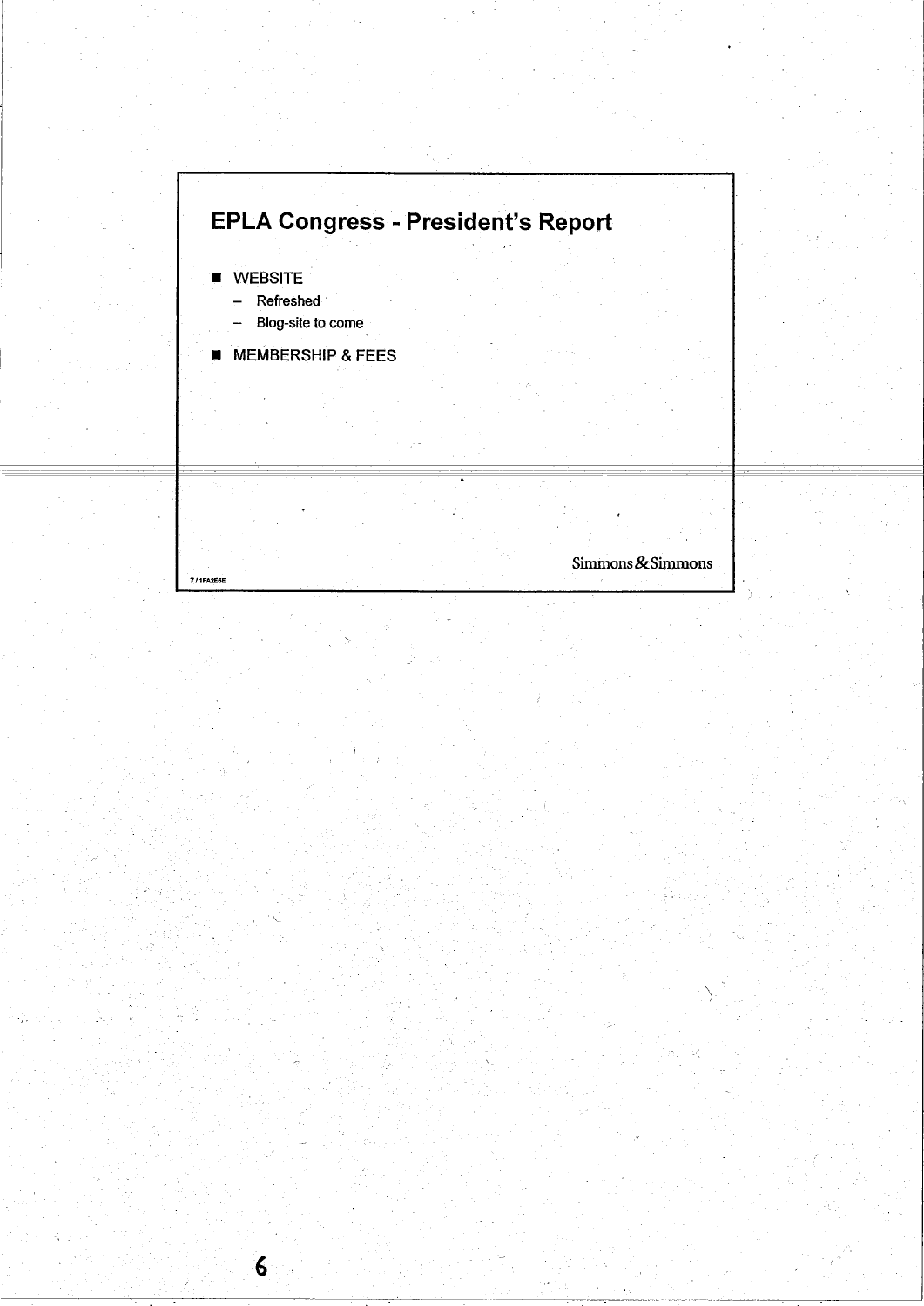## EPLA Congress - President's Report

- WEBSITE
  - Refreshed
  - Blog-site to come
- MEMBERSHIP & FEES

Simmons & Simmons

7 / 1FA2E5E